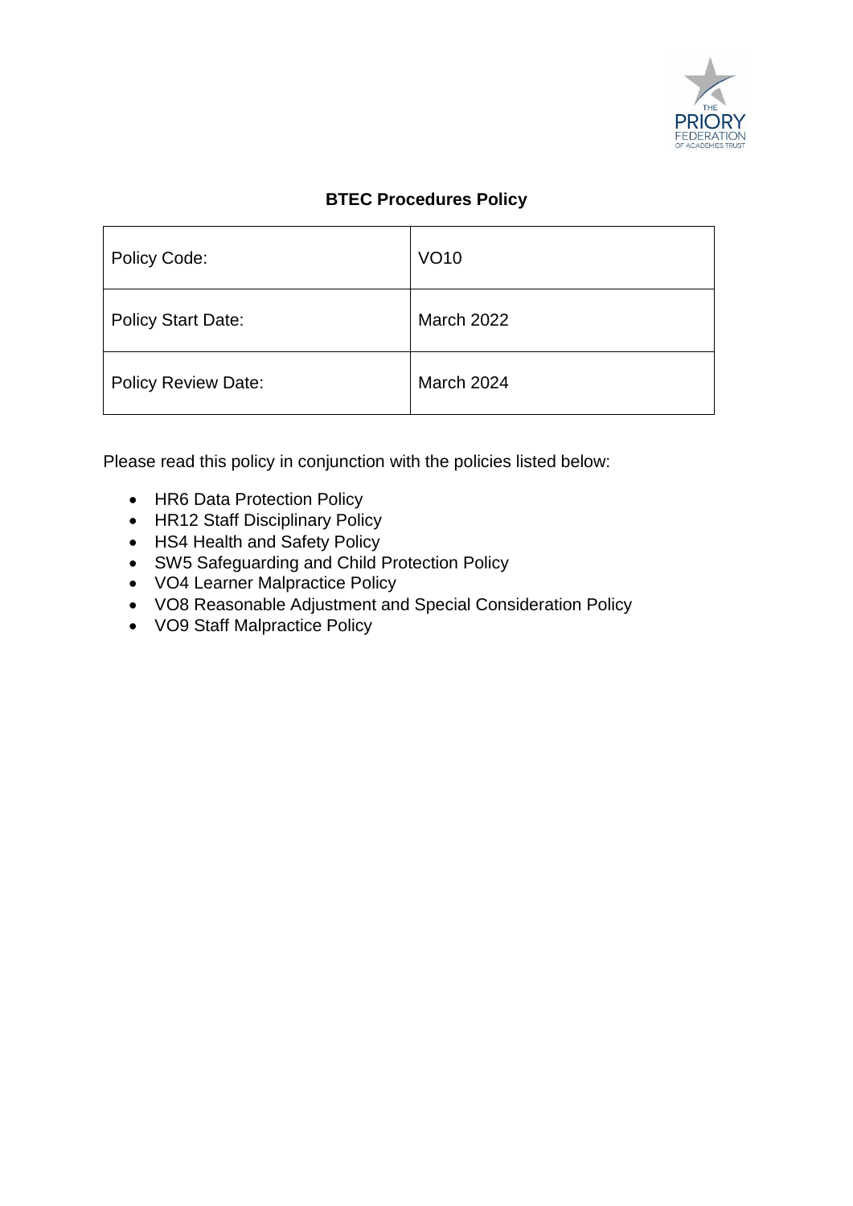# BTEC Procedures Policy

| Policy Code: | VO10 |
|---|---|
| Policy Start Date: | March 2022 |
| Policy Review Date: | March 2024 |

Please read this policy in conjunction with the policies listed below:

- HR6 Data Protection Policy
- HR12 Staff Disciplinary Policy
- HS4 Health and Safety Policy
- SW5 Safeguarding and Child Protection Policy
- VO4 Learner Malpractice Policy
- VO8 Reasonable Adjustment and Special Consideration Policy
- VO9 Staff Malpractice Policy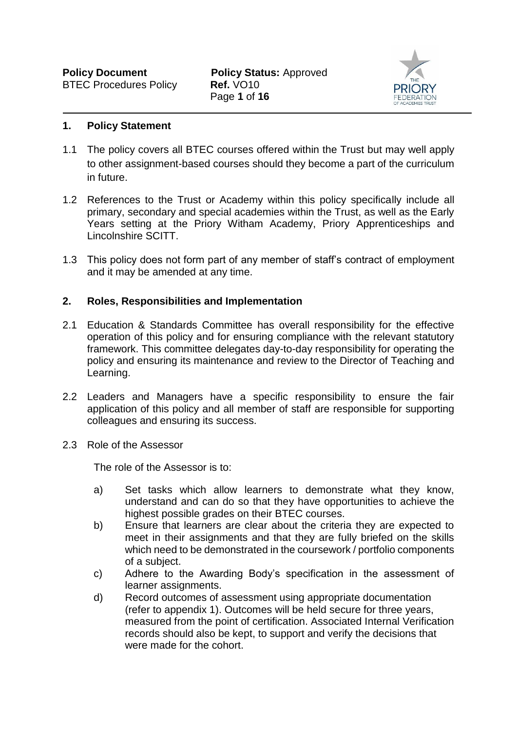## 1. Policy Statement

1.1 The policy covers all BTEC courses offered within the Trust but may well apply to other assignment-based courses should they become a part of the curriculum in future.

1.2 References to the Trust or Academy within this policy specifically include all primary, secondary and special academies within the Trust, as well as the Early Years setting at the Priory Witham Academy, Priory Apprenticeships and Lincolnshire SCITT.

1.3 This policy does not form part of any member of staff's contract of employment and it may be amended at any time.

## 2. Roles, Responsibilities and Implementation

2.1 Education & Standards Committee has overall responsibility for the effective operation of this policy and for ensuring compliance with the relevant statutory framework. This committee delegates day-to-day responsibility for operating the policy and ensuring its maintenance and review to the Director of Teaching and Learning.

2.2 Leaders and Managers have a specific responsibility to ensure the fair application of this policy and all member of staff are responsible for supporting colleagues and ensuring its success.

2.3 Role of the Assessor

The role of the Assessor is to:

a) Set tasks which allow learners to demonstrate what they know, understand and can do so that they have opportunities to achieve the highest possible grades on their BTEC courses.
b) Ensure that learners are clear about the criteria they are expected to meet in their assignments and that they are fully briefed on the skills which need to be demonstrated in the coursework / portfolio components of a subject.
c) Adhere to the Awarding Body's specification in the assessment of learner assignments.
d) Record outcomes of assessment using appropriate documentation (refer to appendix 1). Outcomes will be held secure for three years, measured from the point of certification. Associated Internal Verification records should also be kept, to support and verify the decisions that were made for the cohort.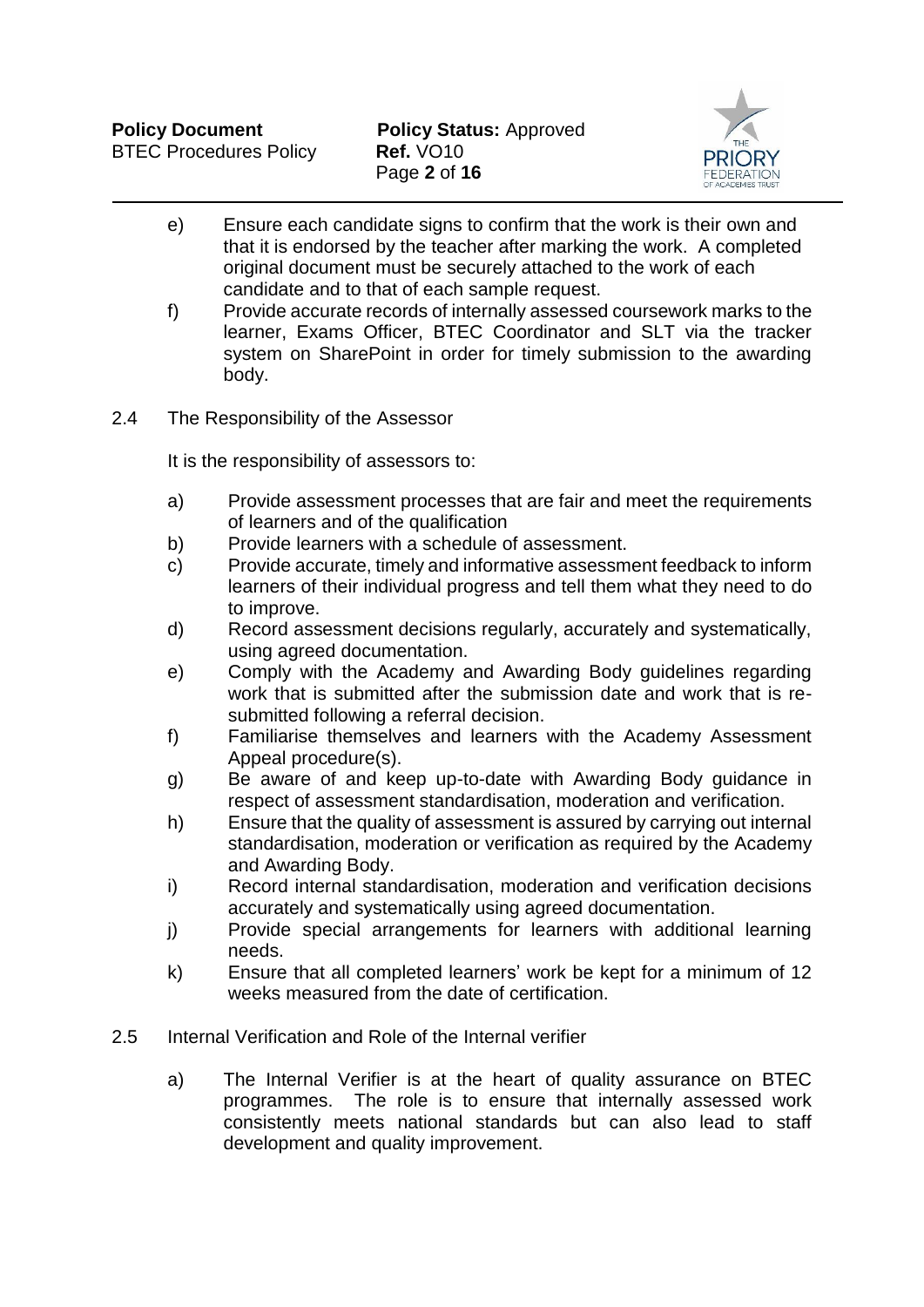e) Ensure each candidate signs to confirm that the work is their own and that it is endorsed by the teacher after marking the work. A completed original document must be securely attached to the work of each candidate and to that of each sample request.

f) Provide accurate records of internally assessed coursework marks to the learner, Exams Officer, BTEC Coordinator and SLT via the tracker system on SharePoint in order for timely submission to the awarding body.

2.4 The Responsibility of the Assessor

It is the responsibility of assessors to:

a) Provide assessment processes that are fair and meet the requirements of learners and of the qualification

b) Provide learners with a schedule of assessment.

c) Provide accurate, timely and informative assessment feedback to inform learners of their individual progress and tell them what they need to do to improve.

d) Record assessment decisions regularly, accurately and systematically, using agreed documentation.

e) Comply with the Academy and Awarding Body guidelines regarding work that is submitted after the submission date and work that is re-submitted following a referral decision.

f) Familiarise themselves and learners with the Academy Assessment Appeal procedure(s).

g) Be aware of and keep up-to-date with Awarding Body guidance in respect of assessment standardisation, moderation and verification.

h) Ensure that the quality of assessment is assured by carrying out internal standardisation, moderation or verification as required by the Academy and Awarding Body.

i) Record internal standardisation, moderation and verification decisions accurately and systematically using agreed documentation.

j) Provide special arrangements for learners with additional learning needs.

k) Ensure that all completed learners' work be kept for a minimum of 12 weeks measured from the date of certification.

2.5 Internal Verification and Role of the Internal verifier

a) The Internal Verifier is at the heart of quality assurance on BTEC programmes. The role is to ensure that internally assessed work consistently meets national standards but can also lead to staff development and quality improvement.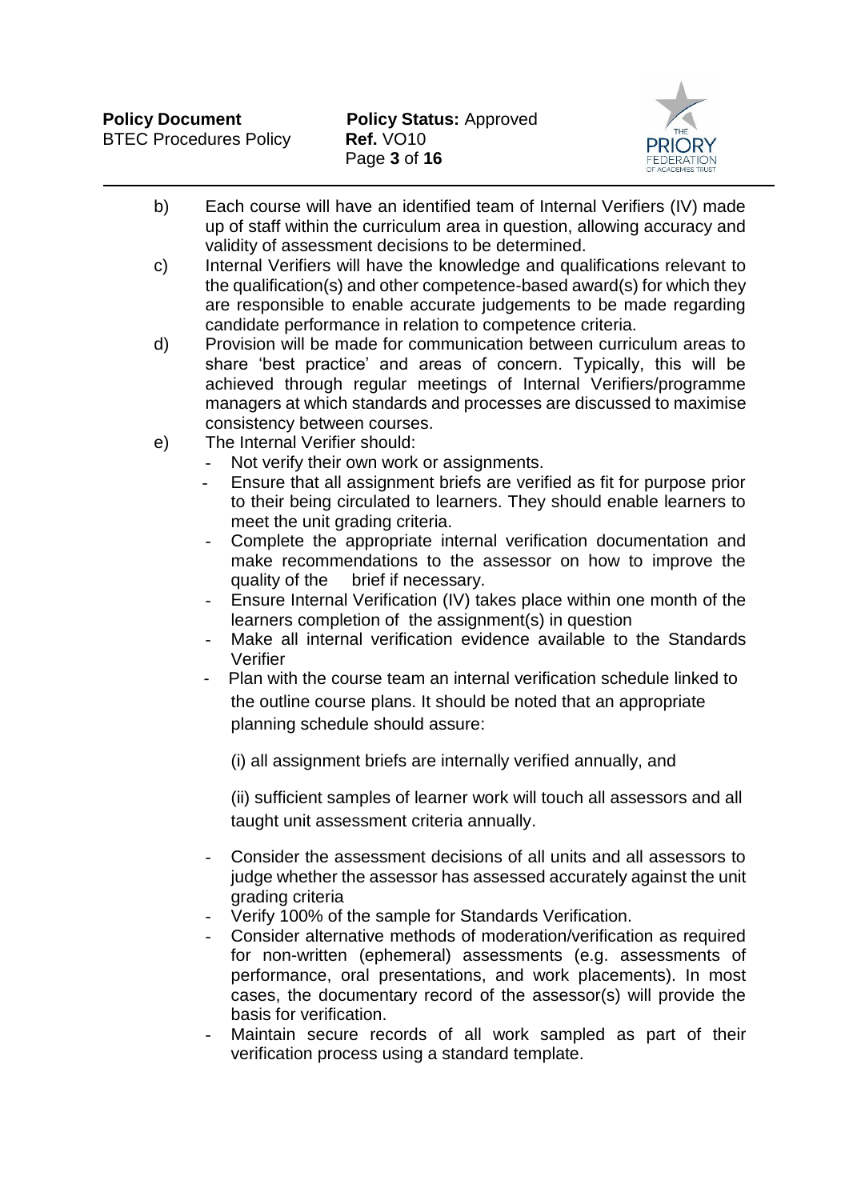b) Each course will have an identified team of Internal Verifiers (IV) made up of staff within the curriculum area in question, allowing accuracy and validity of assessment decisions to be determined.

c) Internal Verifiers will have the knowledge and qualifications relevant to the qualification(s) and other competence-based award(s) for which they are responsible to enable accurate judgements to be made regarding candidate performance in relation to competence criteria.

d) Provision will be made for communication between curriculum areas to share 'best practice' and areas of concern. Typically, this will be achieved through regular meetings of Internal Verifiers/programme managers at which standards and processes are discussed to maximise consistency between courses.

e) The Internal Verifier should:

- Not verify their own work or assignments.
- Ensure that all assignment briefs are verified as fit for purpose prior to their being circulated to learners. They should enable learners to meet the unit grading criteria.
- Complete the appropriate internal verification documentation and make recommendations to the assessor on how to improve the quality of the brief if necessary.
- Ensure Internal Verification (IV) takes place within one month of the learners completion of the assignment(s) in question
- Make all internal verification evidence available to the Standards Verifier
- Plan with the course team an internal verification schedule linked to the outline course plans. It should be noted that an appropriate planning schedule should assure:

  (i) all assignment briefs are internally verified annually, and

  (ii) sufficient samples of learner work will touch all assessors and all taught unit assessment criteria annually.

- Consider the assessment decisions of all units and all assessors to judge whether the assessor has assessed accurately against the unit grading criteria
- Verify 100% of the sample for Standards Verification.
- Consider alternative methods of moderation/verification as required for non-written (ephemeral) assessments (e.g. assessments of performance, oral presentations, and work placements). In most cases, the documentary record of the assessor(s) will provide the basis for verification.
- Maintain secure records of all work sampled as part of their verification process using a standard template.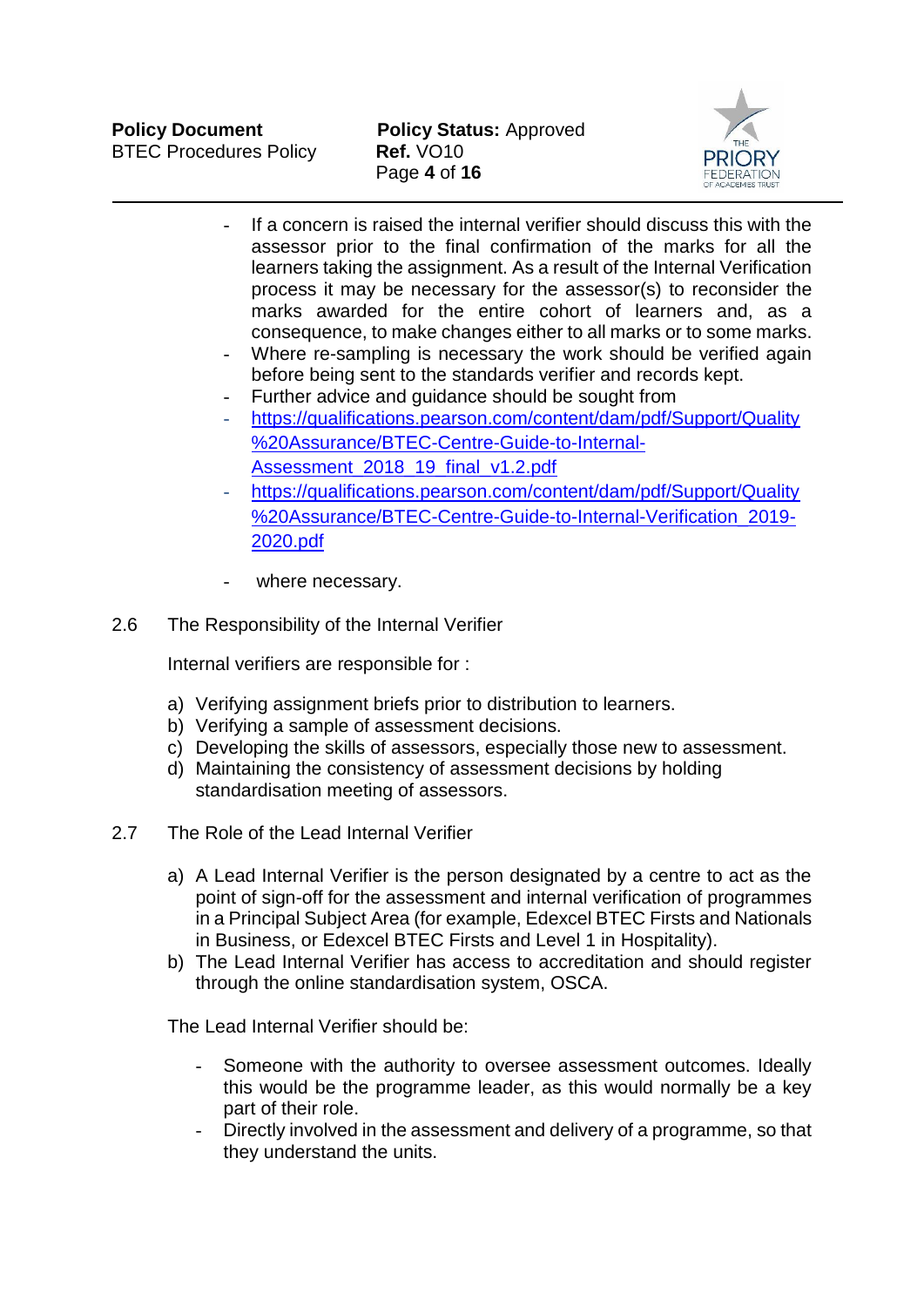- If a concern is raised the internal verifier should discuss this with the assessor prior to the final confirmation of the marks for all the learners taking the assignment. As a result of the Internal Verification process it may be necessary for the assessor(s) to reconsider the marks awarded for the entire cohort of learners and, as a consequence, to make changes either to all marks or to some marks.
- Where re-sampling is necessary the work should be verified again before being sent to the standards verifier and records kept.
- Further advice and guidance should be sought from
- [https://qualifications.pearson.com/content/dam/pdf/Support/Quality%20Assurance/BTEC-Centre-Guide-to-Internal-Assessment_2018_19_final_v1.2.pdf](https://qualifications.pearson.com/content/dam/pdf/Support/Quality%20Assurance/BTEC-Centre-Guide-to-Internal-Assessment_2018_19_final_v1.2.pdf)
- [https://qualifications.pearson.com/content/dam/pdf/Support/Quality%20Assurance/BTEC-Centre-Guide-to-Internal-Verification_2019-2020.pdf](https://qualifications.pearson.com/content/dam/pdf/Support/Quality%20Assurance/BTEC-Centre-Guide-to-Internal-Verification_2019-2020.pdf)
- where necessary.

2.6 The Responsibility of the Internal Verifier

Internal verifiers are responsible for :

a) Verifying assignment briefs prior to distribution to learners.
b) Verifying a sample of assessment decisions.
c) Developing the skills of assessors, especially those new to assessment.
d) Maintaining the consistency of assessment decisions by holding standardisation meeting of assessors.

2.7 The Role of the Lead Internal Verifier

a) A Lead Internal Verifier is the person designated by a centre to act as the point of sign-off for the assessment and internal verification of programmes in a Principal Subject Area (for example, Edexcel BTEC Firsts and Nationals in Business, or Edexcel BTEC Firsts and Level 1 in Hospitality).
b) The Lead Internal Verifier has access to accreditation and should register through the online standardisation system, OSCA.

The Lead Internal Verifier should be:

- Someone with the authority to oversee assessment outcomes. Ideally this would be the programme leader, as this would normally be a key part of their role.
- Directly involved in the assessment and delivery of a programme, so that they understand the units.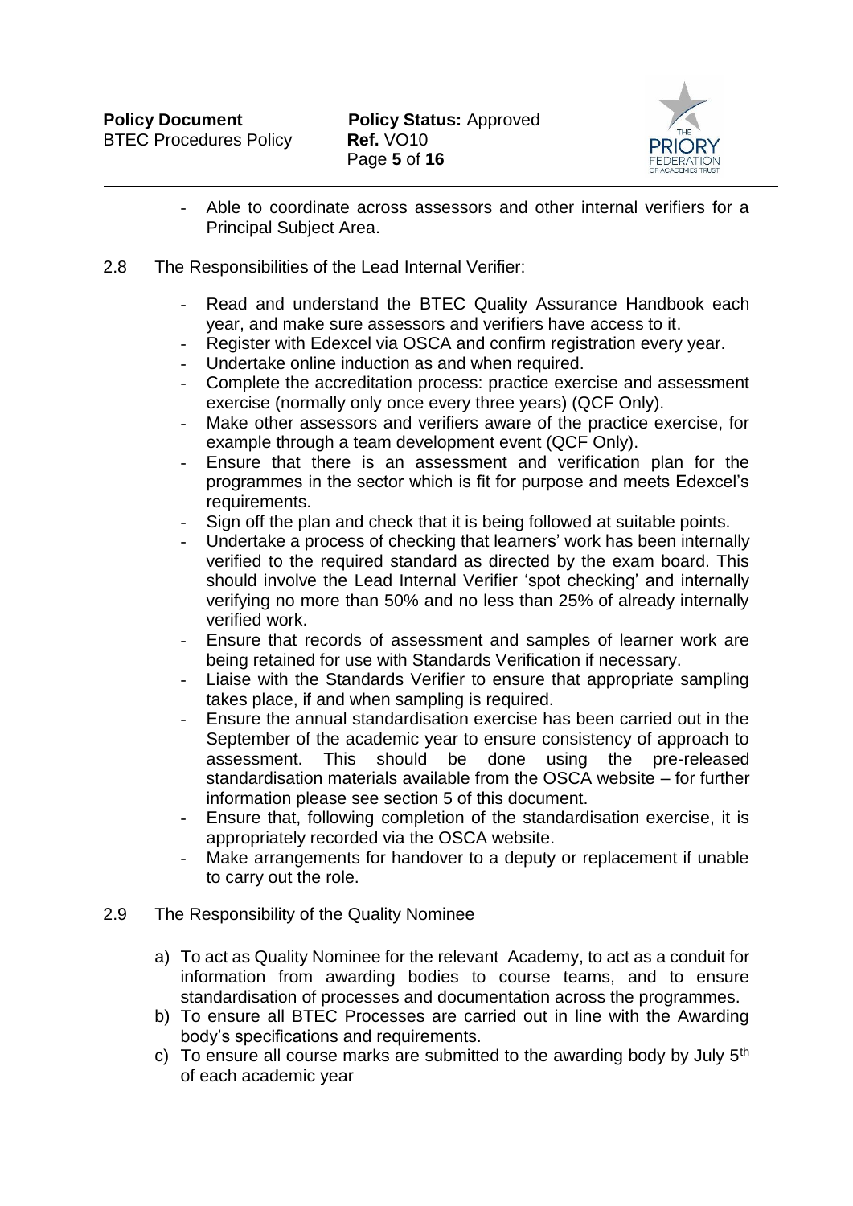- Able to coordinate across assessors and other internal verifiers for a Principal Subject Area.

2.8 The Responsibilities of the Lead Internal Verifier:

- Read and understand the BTEC Quality Assurance Handbook each year, and make sure assessors and verifiers have access to it.
- Register with Edexcel via OSCA and confirm registration every year.
- Undertake online induction as and when required.
- Complete the accreditation process: practice exercise and assessment exercise (normally only once every three years) (QCF Only).
- Make other assessors and verifiers aware of the practice exercise, for example through a team development event (QCF Only).
- Ensure that there is an assessment and verification plan for the programmes in the sector which is fit for purpose and meets Edexcel's requirements.
- Sign off the plan and check that it is being followed at suitable points.
- Undertake a process of checking that learners' work has been internally verified to the required standard as directed by the exam board. This should involve the Lead Internal Verifier 'spot checking' and internally verifying no more than 50% and no less than 25% of already internally verified work.
- Ensure that records of assessment and samples of learner work are being retained for use with Standards Verification if necessary.
- Liaise with the Standards Verifier to ensure that appropriate sampling takes place, if and when sampling is required.
- Ensure the annual standardisation exercise has been carried out in the September of the academic year to ensure consistency of approach to assessment. This should be done using the pre-released standardisation materials available from the OSCA website – for further information please see section 5 of this document.
- Ensure that, following completion of the standardisation exercise, it is appropriately recorded via the OSCA website.
- Make arrangements for handover to a deputy or replacement if unable to carry out the role.

2.9 The Responsibility of the Quality Nominee

a) To act as Quality Nominee for the relevant Academy, to act as a conduit for information from awarding bodies to course teams, and to ensure standardisation of processes and documentation across the programmes.
b) To ensure all BTEC Processes are carried out in line with the Awarding body's specifications and requirements.
c) To ensure all course marks are submitted to the awarding body by July 5th of each academic year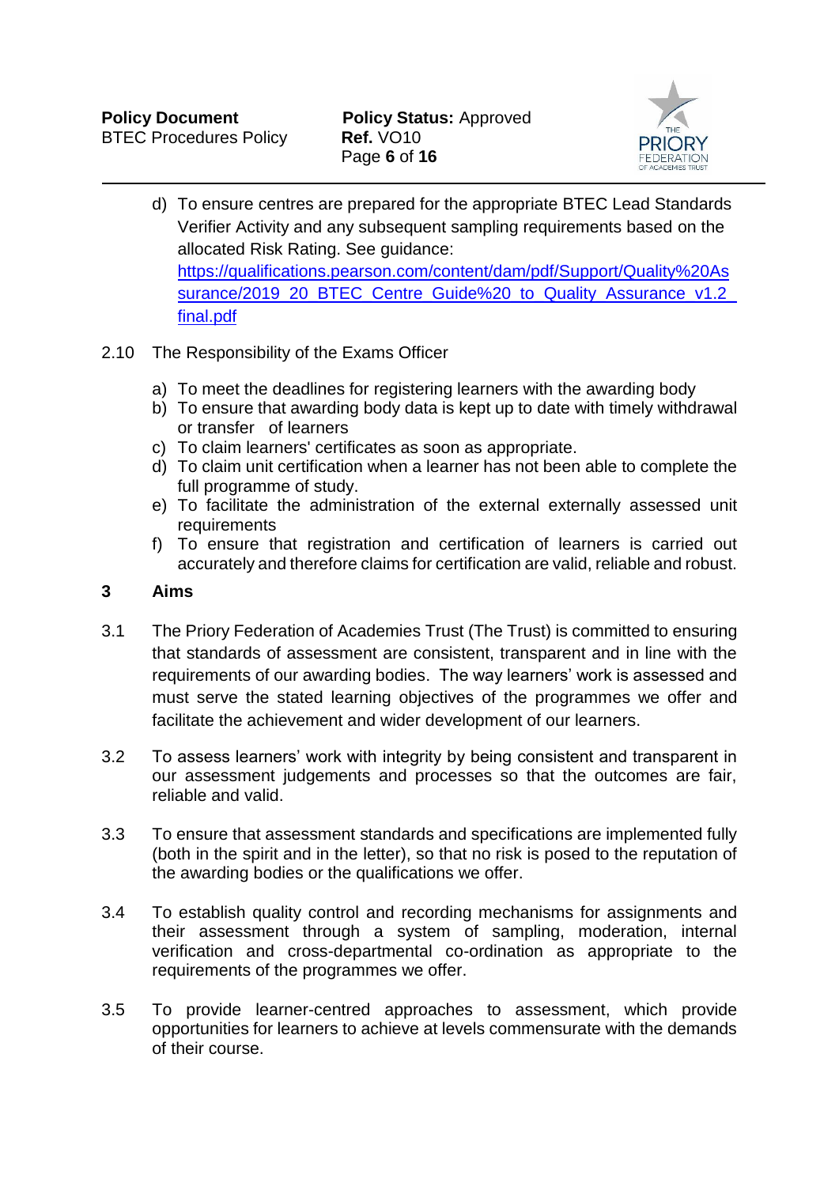d) To ensure centres are prepared for the appropriate BTEC Lead Standards Verifier Activity and any subsequent sampling requirements based on the allocated Risk Rating. See guidance: [https://qualifications.pearson.com/content/dam/pdf/Support/Quality%20Assurance/2019_20_BTEC_Centre_Guide%20_to_Quality_Assurance_v1.2_final.pdf](https://qualifications.pearson.com/content/dam/pdf/Support/Quality%20Assurance/2019_20_BTEC_Centre_Guide%20_to_Quality_Assurance_v1.2_final.pdf)

2.10 The Responsibility of the Exams Officer

a) To meet the deadlines for registering learners with the awarding body
b) To ensure that awarding body data is kept up to date with timely withdrawal or transfer of learners
c) To claim learners' certificates as soon as appropriate.
d) To claim unit certification when a learner has not been able to complete the full programme of study.
e) To facilitate the administration of the external externally assessed unit requirements
f) To ensure that registration and certification of learners is carried out accurately and therefore claims for certification are valid, reliable and robust.

## 3 Aims

3.1 The Priory Federation of Academies Trust (The Trust) is committed to ensuring that standards of assessment are consistent, transparent and in line with the requirements of our awarding bodies. The way learners' work is assessed and must serve the stated learning objectives of the programmes we offer and facilitate the achievement and wider development of our learners.

3.2 To assess learners' work with integrity by being consistent and transparent in our assessment judgements and processes so that the outcomes are fair, reliable and valid.

3.3 To ensure that assessment standards and specifications are implemented fully (both in the spirit and in the letter), so that no risk is posed to the reputation of the awarding bodies or the qualifications we offer.

3.4 To establish quality control and recording mechanisms for assignments and their assessment through a system of sampling, moderation, internal verification and cross-departmental co-ordination as appropriate to the requirements of the programmes we offer.

3.5 To provide learner-centred approaches to assessment, which provide opportunities for learners to achieve at levels commensurate with the demands of their course.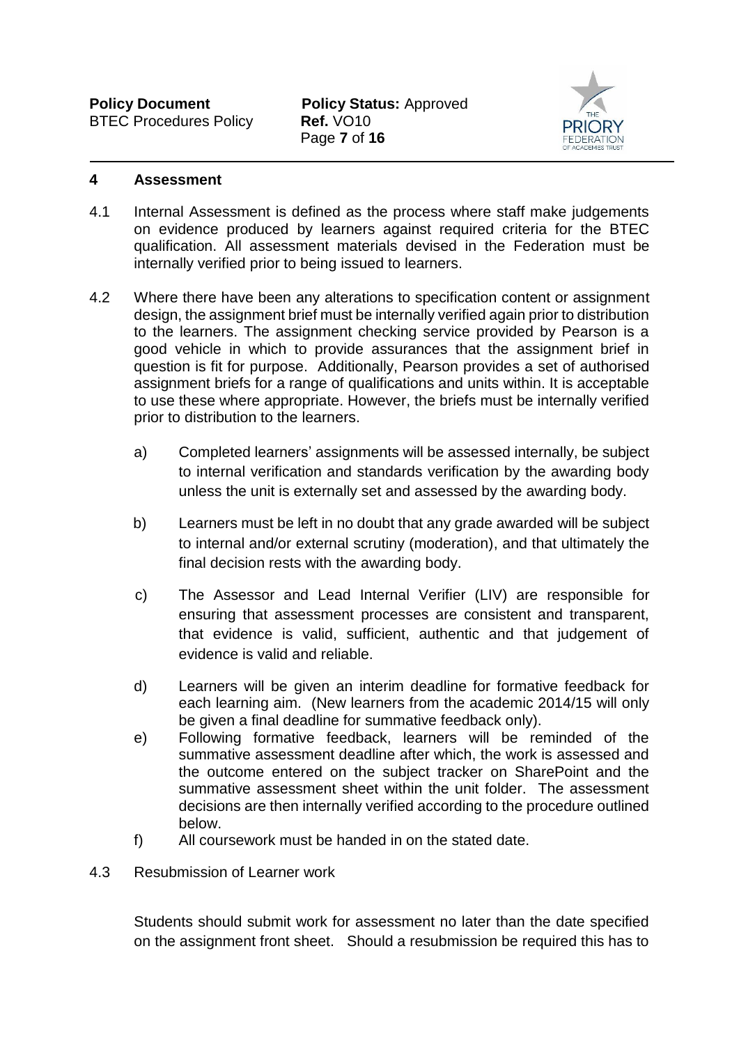## 4 Assessment

4.1 Internal Assessment is defined as the process where staff make judgements on evidence produced by learners against required criteria for the BTEC qualification. All assessment materials devised in the Federation must be internally verified prior to being issued to learners.

4.2 Where there have been any alterations to specification content or assignment design, the assignment brief must be internally verified again prior to distribution to the learners. The assignment checking service provided by Pearson is a good vehicle in which to provide assurances that the assignment brief in question is fit for purpose. Additionally, Pearson provides a set of authorised assignment briefs for a range of qualifications and units within. It is acceptable to use these where appropriate. However, the briefs must be internally verified prior to distribution to the learners.

a) Completed learners' assignments will be assessed internally, be subject to internal verification and standards verification by the awarding body unless the unit is externally set and assessed by the awarding body.

b) Learners must be left in no doubt that any grade awarded will be subject to internal and/or external scrutiny (moderation), and that ultimately the final decision rests with the awarding body.

c) The Assessor and Lead Internal Verifier (LIV) are responsible for ensuring that assessment processes are consistent and transparent, that evidence is valid, sufficient, authentic and that judgement of evidence is valid and reliable.

d) Learners will be given an interim deadline for formative feedback for each learning aim. (New learners from the academic 2014/15 will only be given a final deadline for summative feedback only).

e) Following formative feedback, learners will be reminded of the summative assessment deadline after which, the work is assessed and the outcome entered on the subject tracker on SharePoint and the summative assessment sheet within the unit folder. The assessment decisions are then internally verified according to the procedure outlined below.

f) All coursework must be handed in on the stated date.

4.3 Resubmission of Learner work

Students should submit work for assessment no later than the date specified on the assignment front sheet. Should a resubmission be required this has to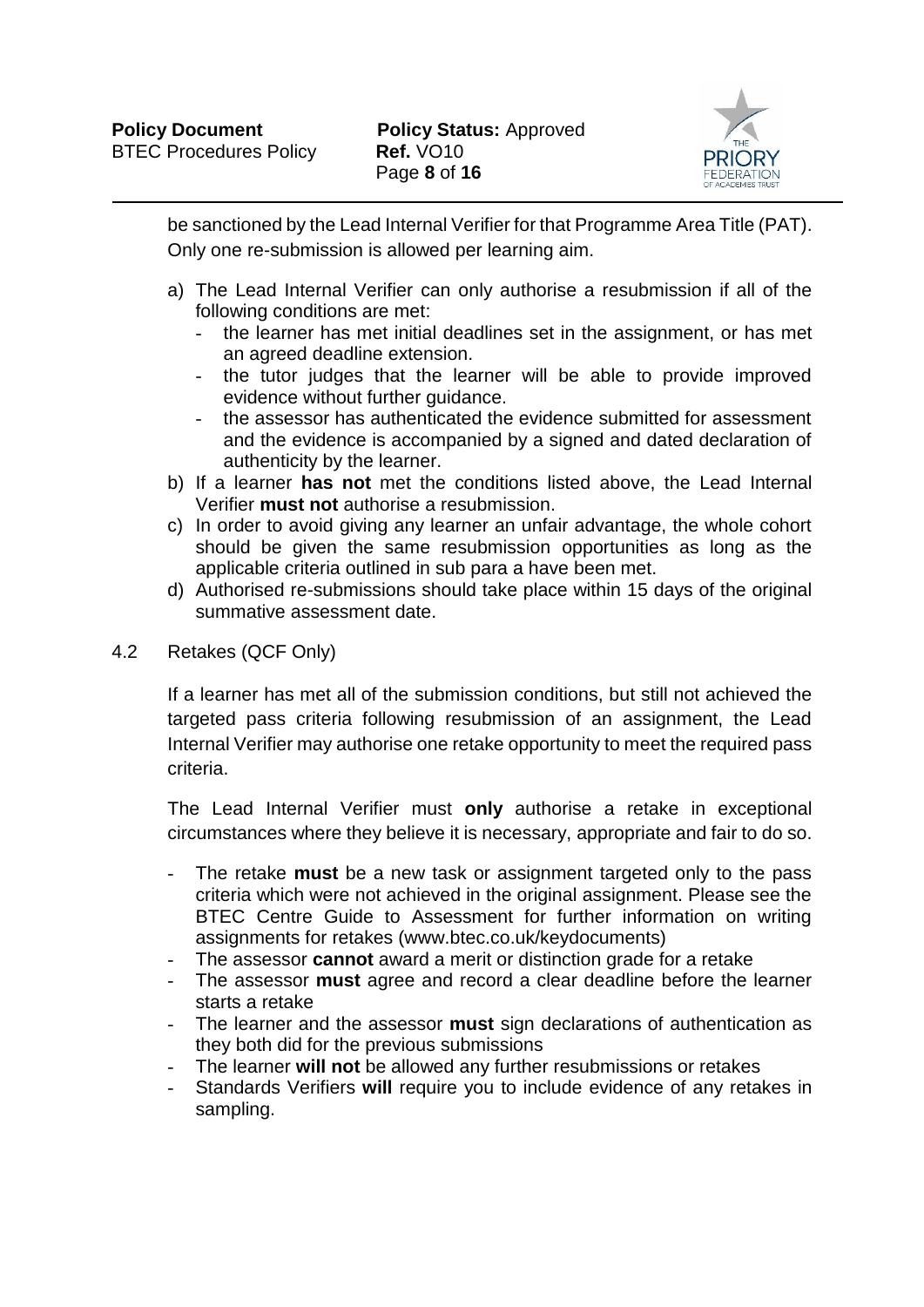be sanctioned by the Lead Internal Verifier for that Programme Area Title (PAT). Only one re-submission is allowed per learning aim.

a) The Lead Internal Verifier can only authorise a resubmission if all of the following conditions are met:
   - the learner has met initial deadlines set in the assignment, or has met an agreed deadline extension.
   - the tutor judges that the learner will be able to provide improved evidence without further guidance.
   - the assessor has authenticated the evidence submitted for assessment and the evidence is accompanied by a signed and dated declaration of authenticity by the learner.
b) If a learner **has not** met the conditions listed above, the Lead Internal Verifier **must not** authorise a resubmission.
c) In order to avoid giving any learner an unfair advantage, the whole cohort should be given the same resubmission opportunities as long as the applicable criteria outlined in sub para a have been met.
d) Authorised re-submissions should take place within 15 days of the original summative assessment date.

4.2 Retakes (QCF Only)

If a learner has met all of the submission conditions, but still not achieved the targeted pass criteria following resubmission of an assignment, the Lead Internal Verifier may authorise one retake opportunity to meet the required pass criteria.

The Lead Internal Verifier must **only** authorise a retake in exceptional circumstances where they believe it is necessary, appropriate and fair to do so.

- The retake **must** be a new task or assignment targeted only to the pass criteria which were not achieved in the original assignment. Please see the BTEC Centre Guide to Assessment for further information on writing assignments for retakes (www.btec.co.uk/keydocuments)
- The assessor **cannot** award a merit or distinction grade for a retake
- The assessor **must** agree and record a clear deadline before the learner starts a retake
- The learner and the assessor **must** sign declarations of authentication as they both did for the previous submissions
- The learner **will not** be allowed any further resubmissions or retakes
- Standards Verifiers **will** require you to include evidence of any retakes in sampling.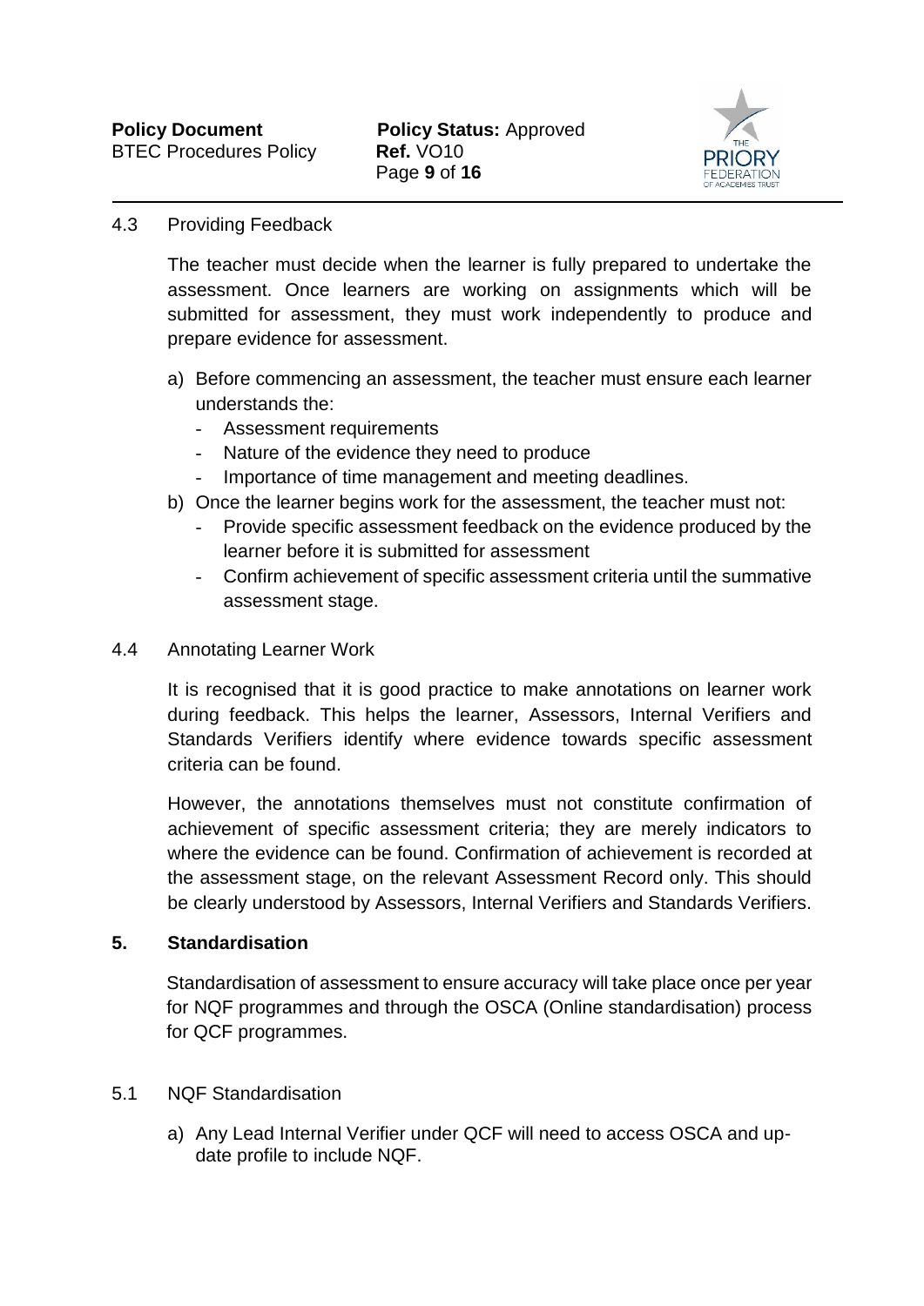### 4.3 Providing Feedback

The teacher must decide when the learner is fully prepared to undertake the assessment. Once learners are working on assignments which will be submitted for assessment, they must work independently to produce and prepare evidence for assessment.

a) Before commencing an assessment, the teacher must ensure each learner understands the:
   - Assessment requirements
   - Nature of the evidence they need to produce
   - Importance of time management and meeting deadlines.

b) Once the learner begins work for the assessment, the teacher must not:
   - Provide specific assessment feedback on the evidence produced by the learner before it is submitted for assessment
   - Confirm achievement of specific assessment criteria until the summative assessment stage.

### 4.4 Annotating Learner Work

It is recognised that it is good practice to make annotations on learner work during feedback. This helps the learner, Assessors, Internal Verifiers and Standards Verifiers identify where evidence towards specific assessment criteria can be found.

However, the annotations themselves must not constitute confirmation of achievement of specific assessment criteria; they are merely indicators to where the evidence can be found. Confirmation of achievement is recorded at the assessment stage, on the relevant Assessment Record only. This should be clearly understood by Assessors, Internal Verifiers and Standards Verifiers.

## 5. Standardisation

Standardisation of assessment to ensure accuracy will take place once per year for NQF programmes and through the OSCA (Online standardisation) process for QCF programmes.

### 5.1 NQF Standardisation

a) Any Lead Internal Verifier under QCF will need to access OSCA and up-date profile to include NQF.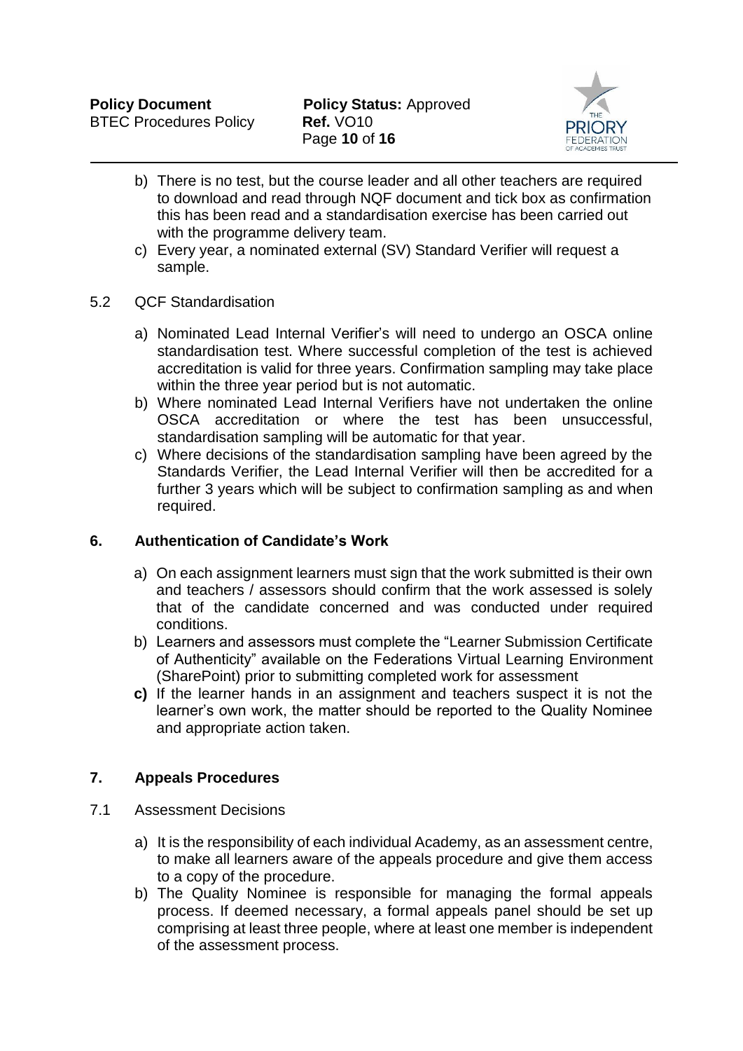b) There is no test, but the course leader and all other teachers are required to download and read through NQF document and tick box as confirmation this has been read and a standardisation exercise has been carried out with the programme delivery team.
c) Every year, a nominated external (SV) Standard Verifier will request a sample.

5.2 QCF Standardisation

a) Nominated Lead Internal Verifier's will need to undergo an OSCA online standardisation test. Where successful completion of the test is achieved accreditation is valid for three years. Confirmation sampling may take place within the three year period but is not automatic.
b) Where nominated Lead Internal Verifiers have not undertaken the online OSCA accreditation or where the test has been unsuccessful, standardisation sampling will be automatic for that year.
c) Where decisions of the standardisation sampling have been agreed by the Standards Verifier, the Lead Internal Verifier will then be accredited for a further 3 years which will be subject to confirmation sampling as and when required.

## 6. Authentication of Candidate's Work

a) On each assignment learners must sign that the work submitted is their own and teachers / assessors should confirm that the work assessed is solely that of the candidate concerned and was conducted under required conditions.
b) Learners and assessors must complete the "Learner Submission Certificate of Authenticity" available on the Federations Virtual Learning Environment (SharePoint) prior to submitting completed work for assessment
**c)** If the learner hands in an assignment and teachers suspect it is not the learner's own work, the matter should be reported to the Quality Nominee and appropriate action taken.

## 7. Appeals Procedures

7.1 Assessment Decisions

a) It is the responsibility of each individual Academy, as an assessment centre, to make all learners aware of the appeals procedure and give them access to a copy of the procedure.
b) The Quality Nominee is responsible for managing the formal appeals process. If deemed necessary, a formal appeals panel should be set up comprising at least three people, where at least one member is independent of the assessment process.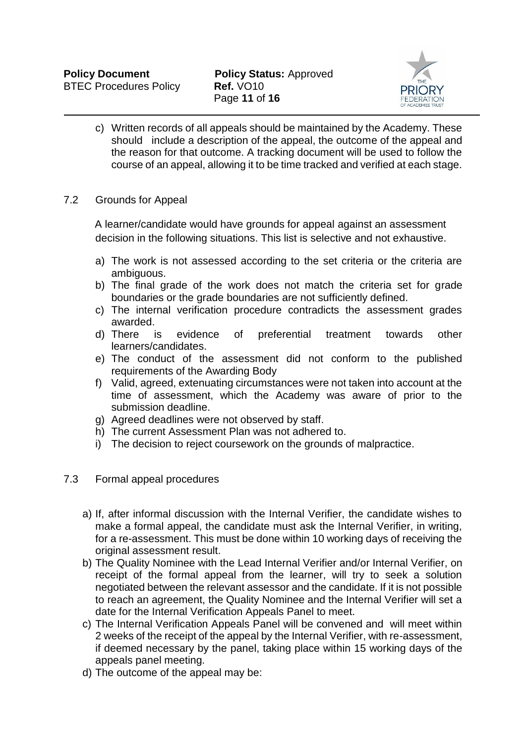c) Written records of all appeals should be maintained by the Academy. These should include a description of the appeal, the outcome of the appeal and the reason for that outcome. A tracking document will be used to follow the course of an appeal, allowing it to be time tracked and verified at each stage.

## 7.2 Grounds for Appeal

A learner/candidate would have grounds for appeal against an assessment decision in the following situations. This list is selective and not exhaustive.

a) The work is not assessed according to the set criteria or the criteria are ambiguous.
b) The final grade of the work does not match the criteria set for grade boundaries or the grade boundaries are not sufficiently defined.
c) The internal verification procedure contradicts the assessment grades awarded.
d) There is evidence of preferential treatment towards other learners/candidates.
e) The conduct of the assessment did not conform to the published requirements of the Awarding Body
f) Valid, agreed, extenuating circumstances were not taken into account at the time of assessment, which the Academy was aware of prior to the submission deadline.
g) Agreed deadlines were not observed by staff.
h) The current Assessment Plan was not adhered to.
i) The decision to reject coursework on the grounds of malpractice.

## 7.3 Formal appeal procedures

a) If, after informal discussion with the Internal Verifier, the candidate wishes to make a formal appeal, the candidate must ask the Internal Verifier, in writing, for a re-assessment. This must be done within 10 working days of receiving the original assessment result.
b) The Quality Nominee with the Lead Internal Verifier and/or Internal Verifier, on receipt of the formal appeal from the learner, will try to seek a solution negotiated between the relevant assessor and the candidate. If it is not possible to reach an agreement, the Quality Nominee and the Internal Verifier will set a date for the Internal Verification Appeals Panel to meet.
c) The Internal Verification Appeals Panel will be convened and will meet within 2 weeks of the receipt of the appeal by the Internal Verifier, with re-assessment, if deemed necessary by the panel, taking place within 15 working days of the appeals panel meeting.
d) The outcome of the appeal may be: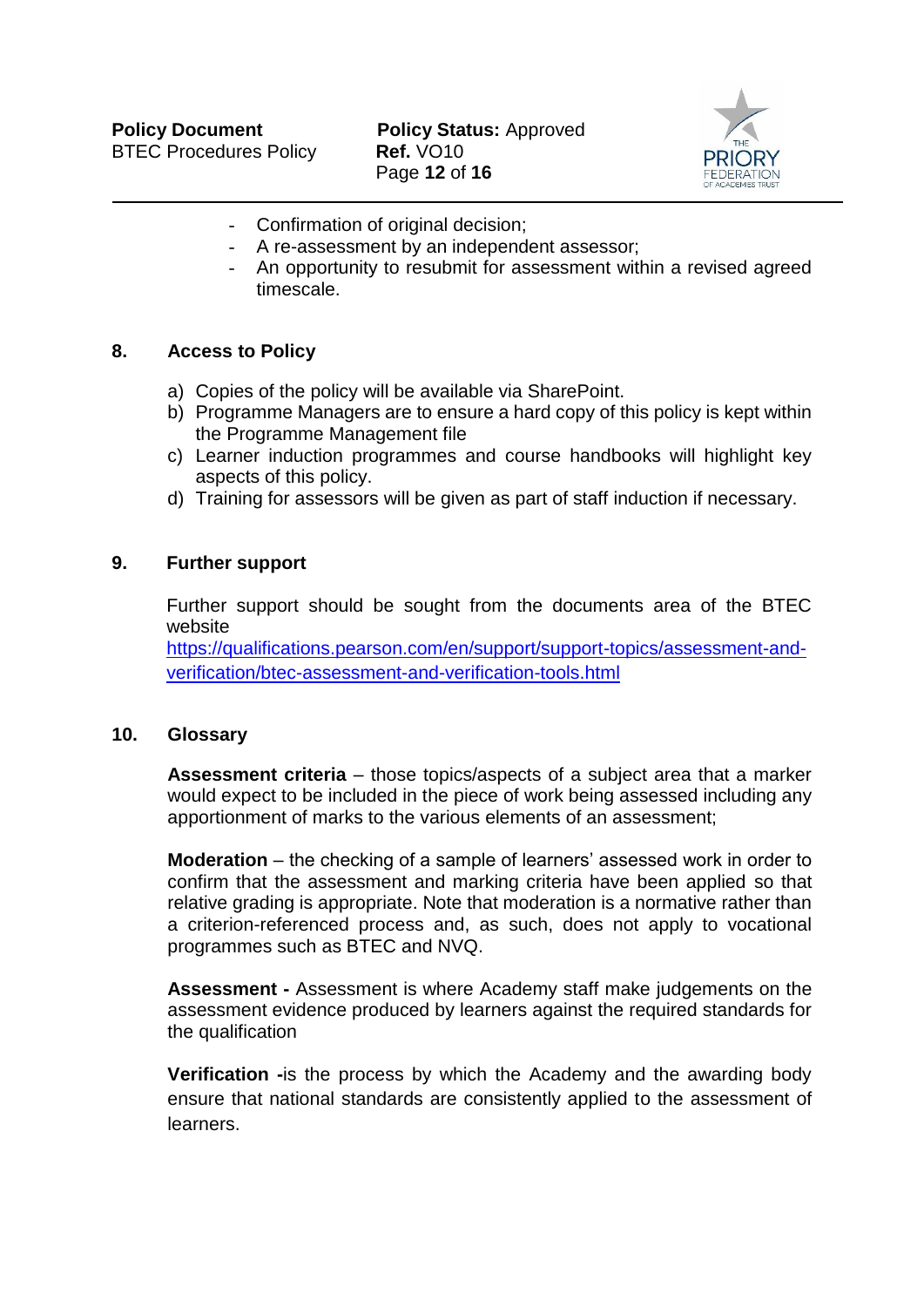- Confirmation of original decision;
- A re-assessment by an independent assessor;
- An opportunity to resubmit for assessment within a revised agreed timescale.

## 8. Access to Policy

a) Copies of the policy will be available via SharePoint.
b) Programme Managers are to ensure a hard copy of this policy is kept within the Programme Management file
c) Learner induction programmes and course handbooks will highlight key aspects of this policy.
d) Training for assessors will be given as part of staff induction if necessary.

## 9. Further support

Further support should be sought from the documents area of the BTEC website
https://qualifications.pearson.com/en/support/support-topics/assessment-and-verification/btec-assessment-and-verification-tools.html

## 10. Glossary

**Assessment criteria** – those topics/aspects of a subject area that a marker would expect to be included in the piece of work being assessed including any apportionment of marks to the various elements of an assessment;

**Moderation** – the checking of a sample of learners' assessed work in order to confirm that the assessment and marking criteria have been applied so that relative grading is appropriate. Note that moderation is a normative rather than a criterion-referenced process and, as such, does not apply to vocational programmes such as BTEC and NVQ.

**Assessment -** Assessment is where Academy staff make judgements on the assessment evidence produced by learners against the required standards for the qualification

**Verification -**is the process by which the Academy and the awarding body ensure that national standards are consistently applied to the assessment of learners.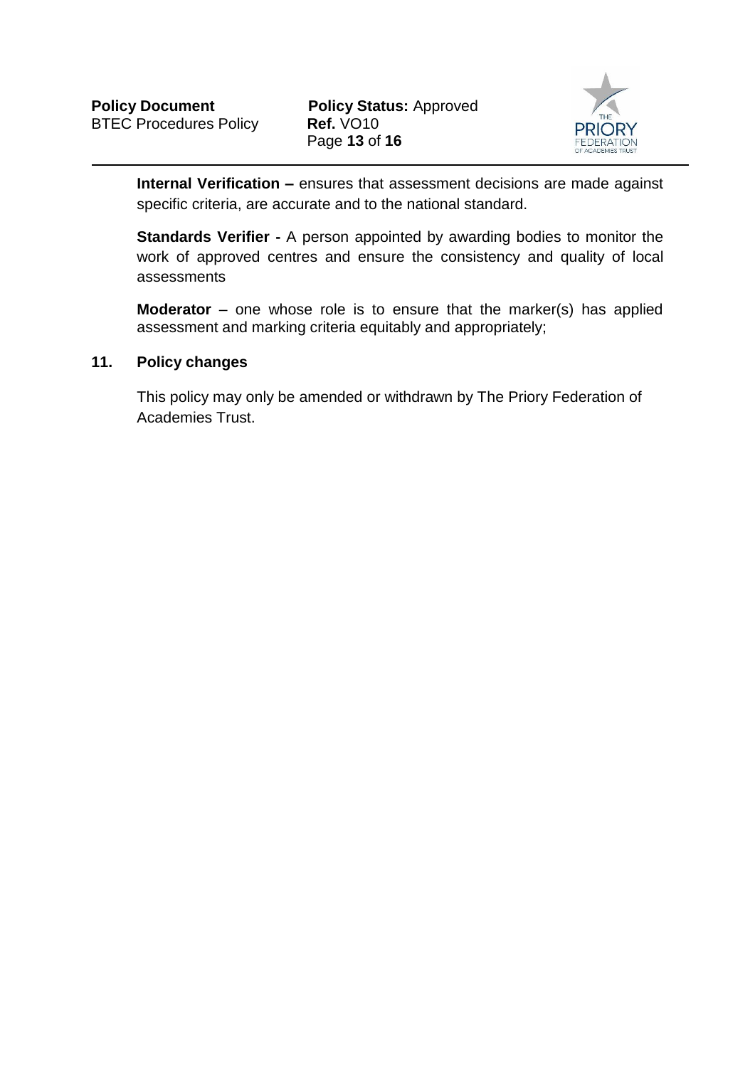**Internal Verification –** ensures that assessment decisions are made against specific criteria, are accurate and to the national standard.

**Standards Verifier -** A person appointed by awarding bodies to monitor the work of approved centres and ensure the consistency and quality of local assessments

**Moderator** – one whose role is to ensure that the marker(s) has applied assessment and marking criteria equitably and appropriately;

## 11. Policy changes

This policy may only be amended or withdrawn by The Priory Federation of Academies Trust.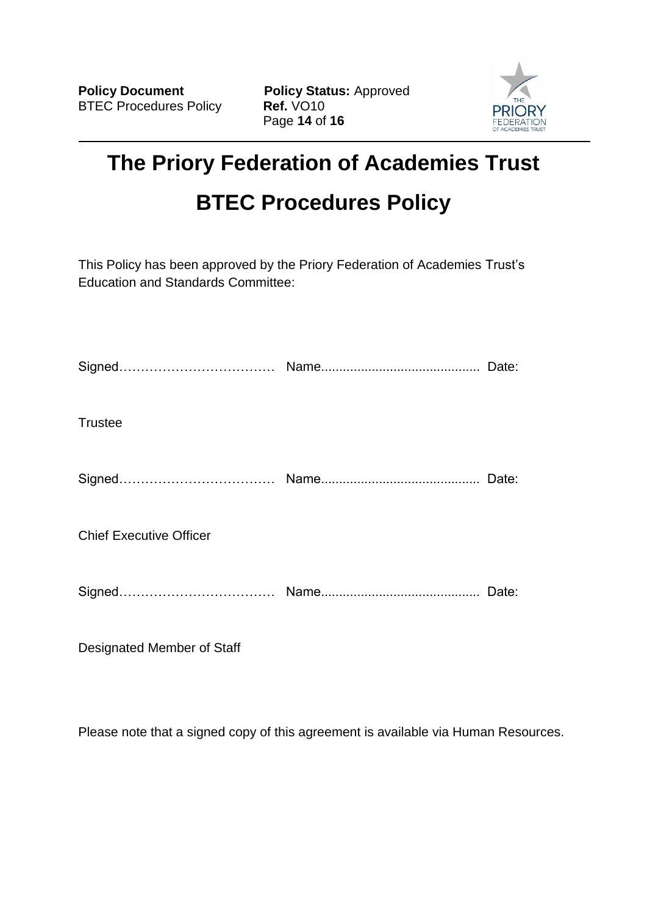# The Priory Federation of Academies Trust

# BTEC Procedures Policy

This Policy has been approved by the Priory Federation of Academies Trust's Education and Standards Committee:

Signed……………………………… Name........................................... Date:

Trustee

Signed……………………………… Name........................................... Date:

Chief Executive Officer

Signed……………………………… Name........................................... Date:

Designated Member of Staff

Please note that a signed copy of this agreement is available via Human Resources.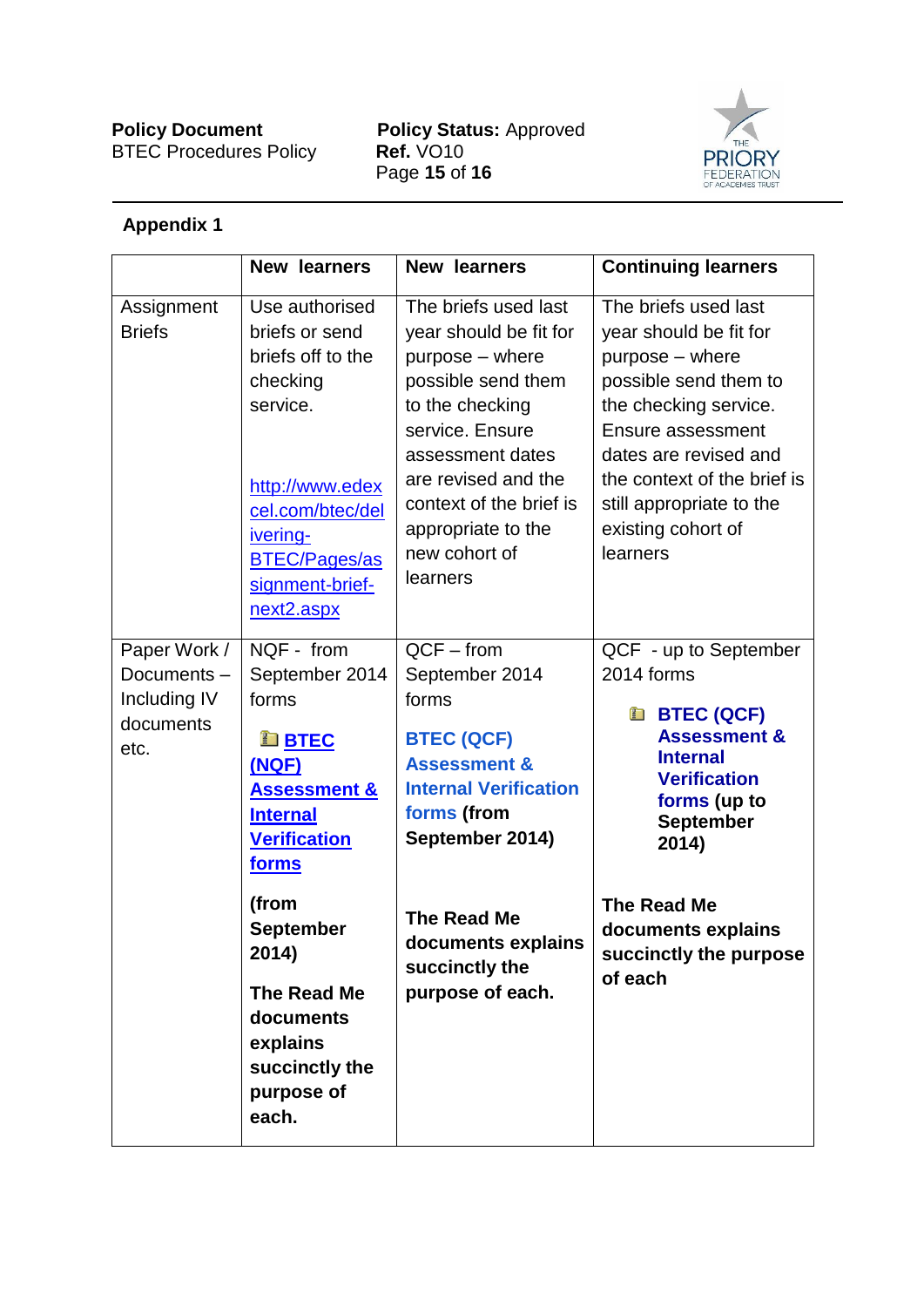## Appendix 1

| | New learners | New learners | Continuing learners |
|---|---|---|---|
| Assignment Briefs | Use authorised briefs or send briefs off to the checking service. [http://www.edexcel.com/btec/delivering-BTEC/Pages/assignment-brief-next2.aspx](http://www.edexcel.com/btec/delivering-BTEC/Pages/assignment-brief-next2.aspx) | The briefs used last year should be fit for purpose – where possible send them to the checking service. Ensure assessment dates are revised and the context of the brief is appropriate to the new cohort of learners | The briefs used last year should be fit for purpose – where possible send them to the checking service. Ensure assessment dates are revised and the context of the brief is still appropriate to the existing cohort of learners |
| Paper Work / Documents – Including IV documents etc. | NQF - from September 2014 forms **BTEC (NQF) Assessment & Internal Verification forms** **(from September 2014)** **The Read Me documents explains succinctly the purpose of each.** | QCF – from September 2014 forms **BTEC (QCF) Assessment & Internal Verification forms (from September 2014)** **The Read Me documents explains succinctly the purpose of each.** | QCF - up to September 2014 forms **BTEC (QCF) Assessment & Internal Verification forms (up to September 2014)** **The Read Me documents explains succinctly the purpose of each** |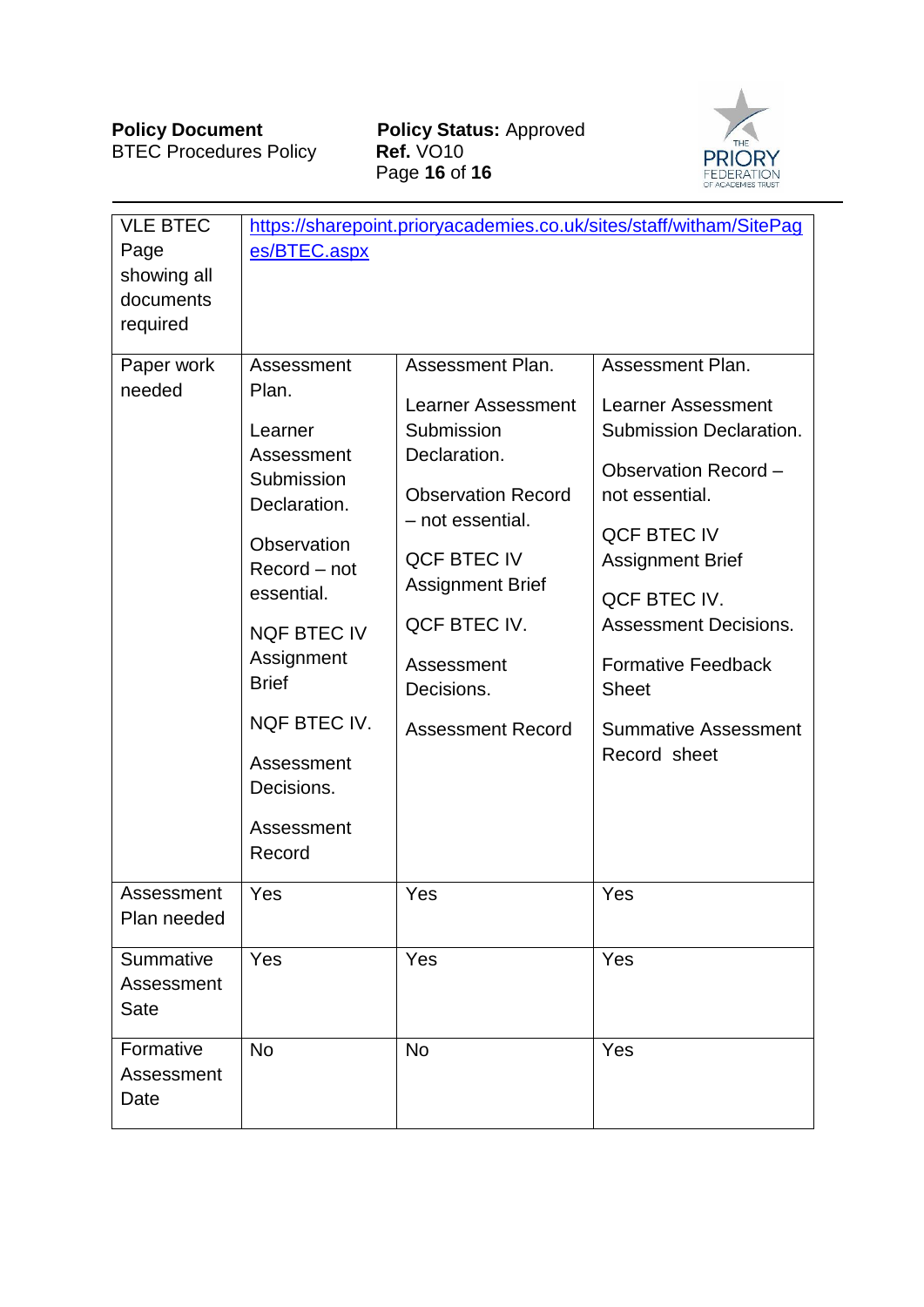| | | | |
|---|---|---|---|
| VLE BTEC Page showing all documents required | https://sharepoint.prioryacademies.co.uk/sites/staff/witham/SitePages/BTEC.aspx | | |
| Paper work needed | Assessment Plan.<br><br>Learner Assessment Submission Declaration.<br><br>Observation Record – not essential.<br><br>NQF BTEC IV Assignment Brief<br><br>NQF BTEC IV.<br><br>Assessment Decisions.<br><br>Assessment Record | Assessment Plan.<br><br>Learner Assessment Submission Declaration.<br><br>Observation Record – not essential.<br><br>QCF BTEC IV Assignment Brief<br><br>QCF BTEC IV.<br><br>Assessment Decisions.<br><br>Assessment Record | Assessment Plan.<br><br>Learner Assessment Submission Declaration.<br><br>Observation Record – not essential.<br><br>QCF BTEC IV Assignment Brief<br><br>QCF BTEC IV. Assessment Decisions.<br><br>Formative Feedback Sheet<br><br>Summative Assessment Record sheet |
| Assessment Plan needed | Yes | Yes | Yes |
| Summative Assessment Sate | Yes | Yes | Yes |
| Formative Assessment Date | No | No | Yes |